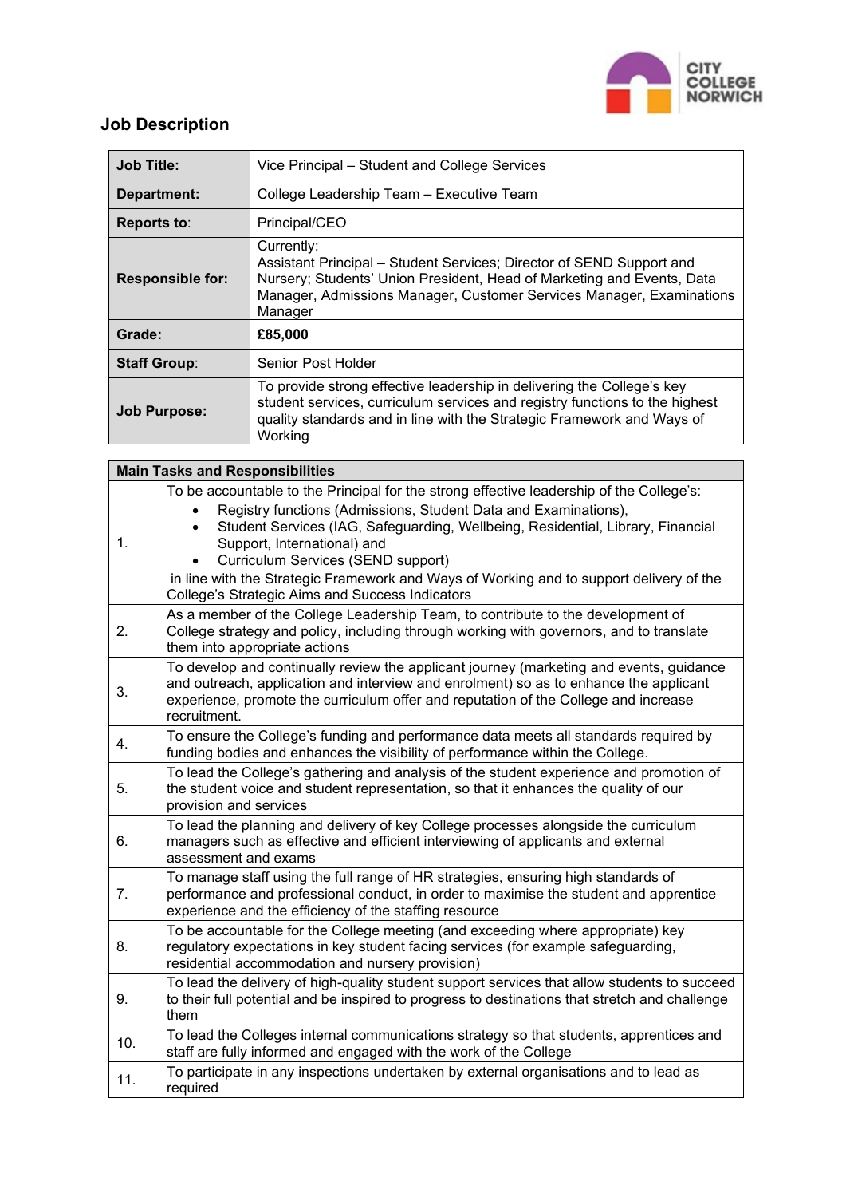## Job Description

| | |
|---|---|
| **Job Title:** | Vice Principal – Student and College Services |
| **Department:** | College Leadership Team – Executive Team |
| **Reports to:** | Principal/CEO |
| **Responsible for:** | Currently:<br>Assistant Principal – Student Services; Director of SEND Support and Nursery; Students' Union President, Head of Marketing and Events, Data Manager, Admissions Manager, Customer Services Manager, Examinations Manager |
| **Grade:** | **£85,000** |
| **Staff Group:** | Senior Post Holder |
| **Job Purpose:** | To provide strong effective leadership in delivering the College's key student services, curriculum services and registry functions to the highest quality standards and in line with the Strategic Framework and Ways of Working |

| **Main Tasks and Responsibilities** | |
|---|---|
| 1. | To be accountable to the Principal for the strong effective leadership of the College's:<br>• Registry functions (Admissions, Student Data and Examinations),<br>• Student Services (IAG, Safeguarding, Wellbeing, Residential, Library, Financial Support, International) and<br>• Curriculum Services (SEND support)<br>in line with the Strategic Framework and Ways of Working and to support delivery of the College's Strategic Aims and Success Indicators |
| 2. | As a member of the College Leadership Team, to contribute to the development of College strategy and policy, including through working with governors, and to translate them into appropriate actions |
| 3. | To develop and continually review the applicant journey (marketing and events, guidance and outreach, application and interview and enrolment) so as to enhance the applicant experience, promote the curriculum offer and reputation of the College and increase recruitment. |
| 4. | To ensure the College's funding and performance data meets all standards required by funding bodies and enhances the visibility of performance within the College. |
| 5. | To lead the College's gathering and analysis of the student experience and promotion of the student voice and student representation, so that it enhances the quality of our provision and services |
| 6. | To lead the planning and delivery of key College processes alongside the curriculum managers such as effective and efficient interviewing of applicants and external assessment and exams |
| 7. | To manage staff using the full range of HR strategies, ensuring high standards of performance and professional conduct, in order to maximise the student and apprentice experience and the efficiency of the staffing resource |
| 8. | To be accountable for the College meeting (and exceeding where appropriate) key regulatory expectations in key student facing services (for example safeguarding, residential accommodation and nursery provision) |
| 9. | To lead the delivery of high-quality student support services that allow students to succeed to their full potential and be inspired to progress to destinations that stretch and challenge them |
| 10. | To lead the Colleges internal communications strategy so that students, apprentices and staff are fully informed and engaged with the work of the College |
| 11. | To participate in any inspections undertaken by external organisations and to lead as required |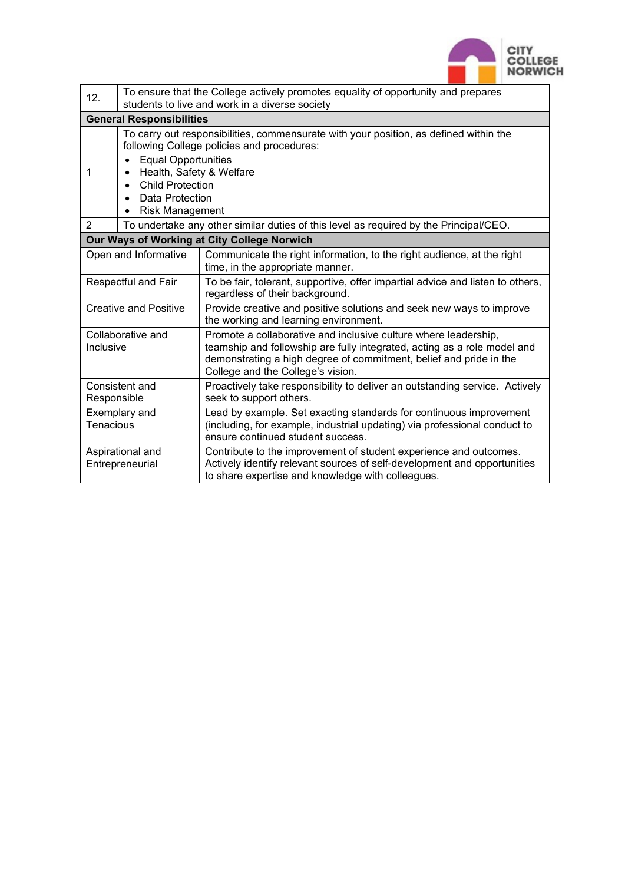| | |
|---|---|
| 12. | To ensure that the College actively promotes equality of opportunity and prepares students to live and work in a diverse society |
| **General Responsibilities** | |
| 1 | To carry out responsibilities, commensurate with your position, as defined within the following College policies and procedures:<br>• Equal Opportunities<br>• Health, Safety & Welfare<br>• Child Protection<br>• Data Protection<br>• Risk Management |
| 2 | To undertake any other similar duties of this level as required by the Principal/CEO. |

| **Our Ways of Working at City College Norwich** | |
|---|---|
| Open and Informative | Communicate the right information, to the right audience, at the right time, in the appropriate manner. |
| Respectful and Fair | To be fair, tolerant, supportive, offer impartial advice and listen to others, regardless of their background. |
| Creative and Positive | Provide creative and positive solutions and seek new ways to improve the working and learning environment. |
| Collaborative and Inclusive | Promote a collaborative and inclusive culture where leadership, teamship and followship are fully integrated, acting as a role model and demonstrating a high degree of commitment, belief and pride in the College and the College's vision. |
| Consistent and Responsible | Proactively take responsibility to deliver an outstanding service. Actively seek to support others. |
| Exemplary and Tenacious | Lead by example. Set exacting standards for continuous improvement (including, for example, industrial updating) via professional conduct to ensure continued student success. |
| Aspirational and Entrepreneurial | Contribute to the improvement of student experience and outcomes. Actively identify relevant sources of self-development and opportunities to share expertise and knowledge with colleagues. |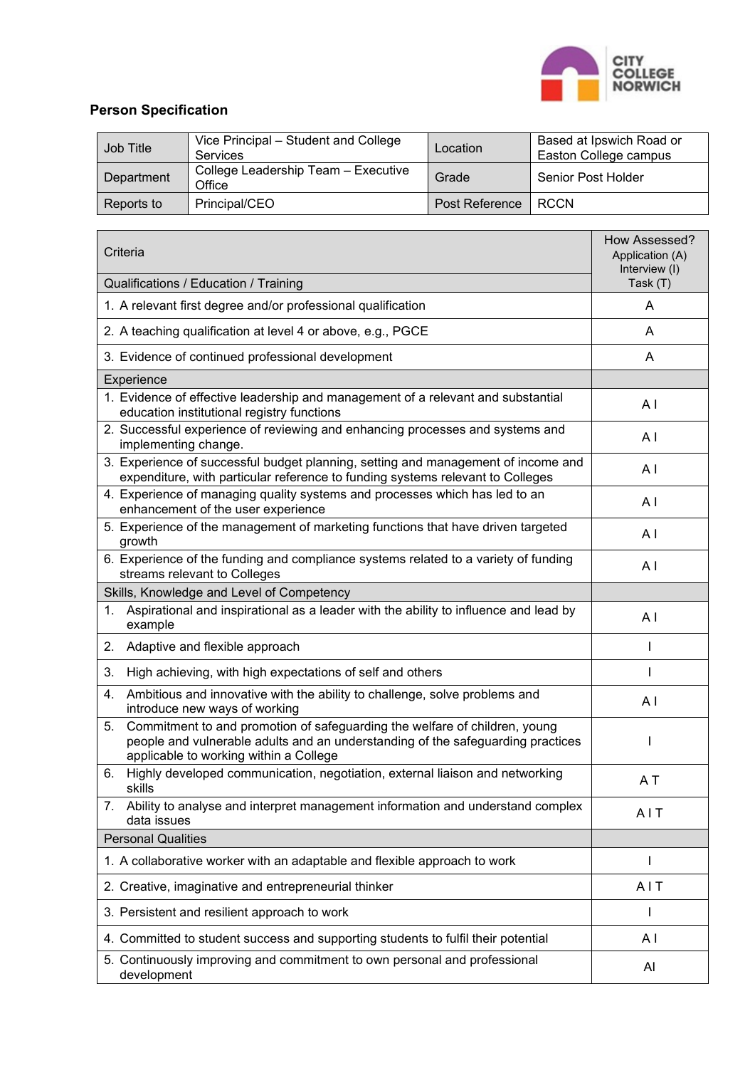## Person Specification

| | | | |
|---|---|---|---|
| Job Title | Vice Principal – Student and College Services | Location | Based at Ipswich Road or Easton College campus |
| Department | College Leadership Team – Executive Office | Grade | Senior Post Holder |
| Reports to | Principal/CEO | Post Reference | RCCN |

| Criteria | How Assessed? Application (A) Interview (I) Task (T) |
|---|---|
| **Qualifications / Education / Training** | |
| 1. A relevant first degree and/or professional qualification | A |
| 2. A teaching qualification at level 4 or above, e.g., PGCE | A |
| 3. Evidence of continued professional development | A |
| **Experience** | |
| 1. Evidence of effective leadership and management of a relevant and substantial education institutional registry functions | A I |
| 2. Successful experience of reviewing and enhancing processes and systems and implementing change. | A I |
| 3. Experience of successful budget planning, setting and management of income and expenditure, with particular reference to funding systems relevant to Colleges | A I |
| 4. Experience of managing quality systems and processes which has led to an enhancement of the user experience | A I |
| 5. Experience of the management of marketing functions that have driven targeted growth | A I |
| 6. Experience of the funding and compliance systems related to a variety of funding streams relevant to Colleges | A I |
| **Skills, Knowledge and Level of Competency** | |
| 1. Aspirational and inspirational as a leader with the ability to influence and lead by example | A I |
| 2. Adaptive and flexible approach | I |
| 3. High achieving, with high expectations of self and others | I |
| 4. Ambitious and innovative with the ability to challenge, solve problems and introduce new ways of working | A I |
| 5. Commitment to and promotion of safeguarding the welfare of children, young people and vulnerable adults and an understanding of the safeguarding practices applicable to working within a College | I |
| 6. Highly developed communication, negotiation, external liaison and networking skills | A T |
| 7. Ability to analyse and interpret management information and understand complex data issues | A I T |
| **Personal Qualities** | |
| 1. A collaborative worker with an adaptable and flexible approach to work | I |
| 2. Creative, imaginative and entrepreneurial thinker | A I T |
| 3. Persistent and resilient approach to work | I |
| 4. Committed to student success and supporting students to fulfil their potential | A I |
| 5. Continuously improving and commitment to own personal and professional development | AI |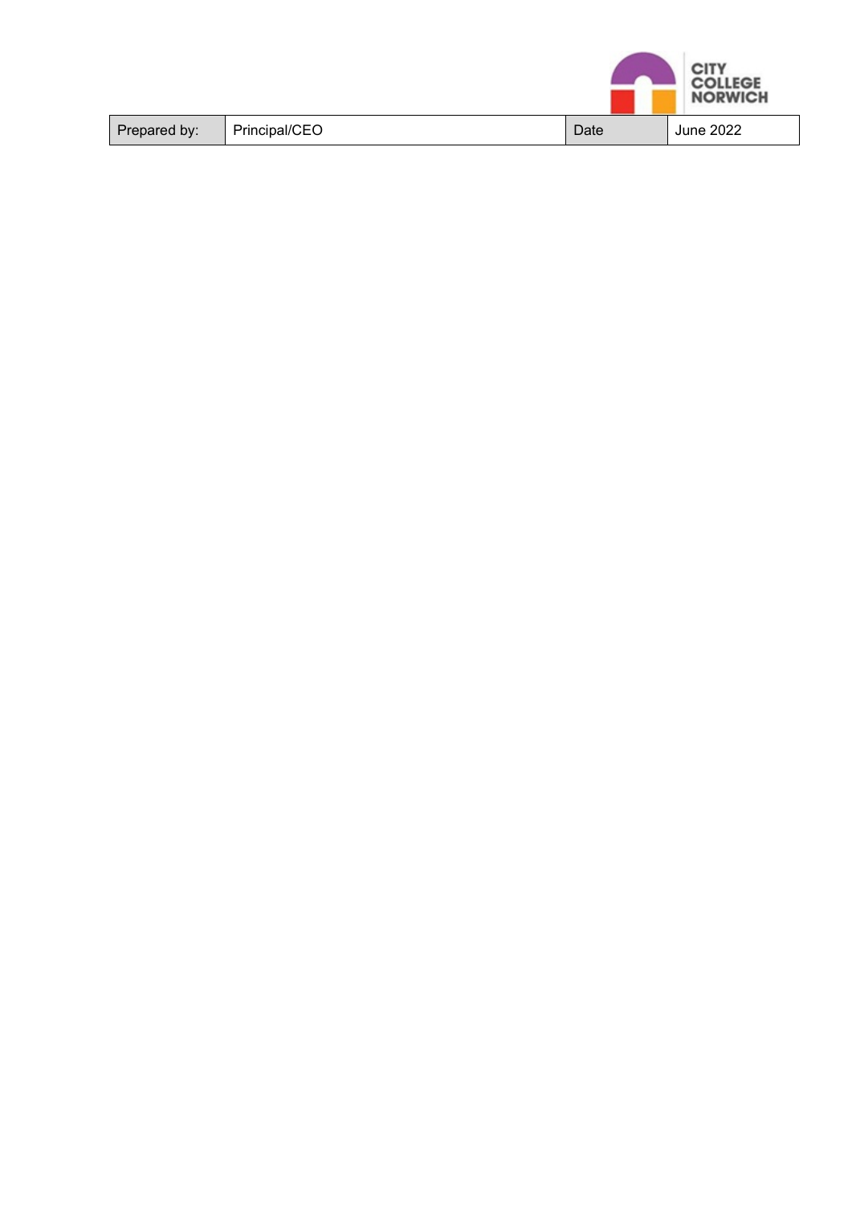| | | | |
|---|---|---|---|
| Prepared by: | Principal/CEO | Date | June 2022 |